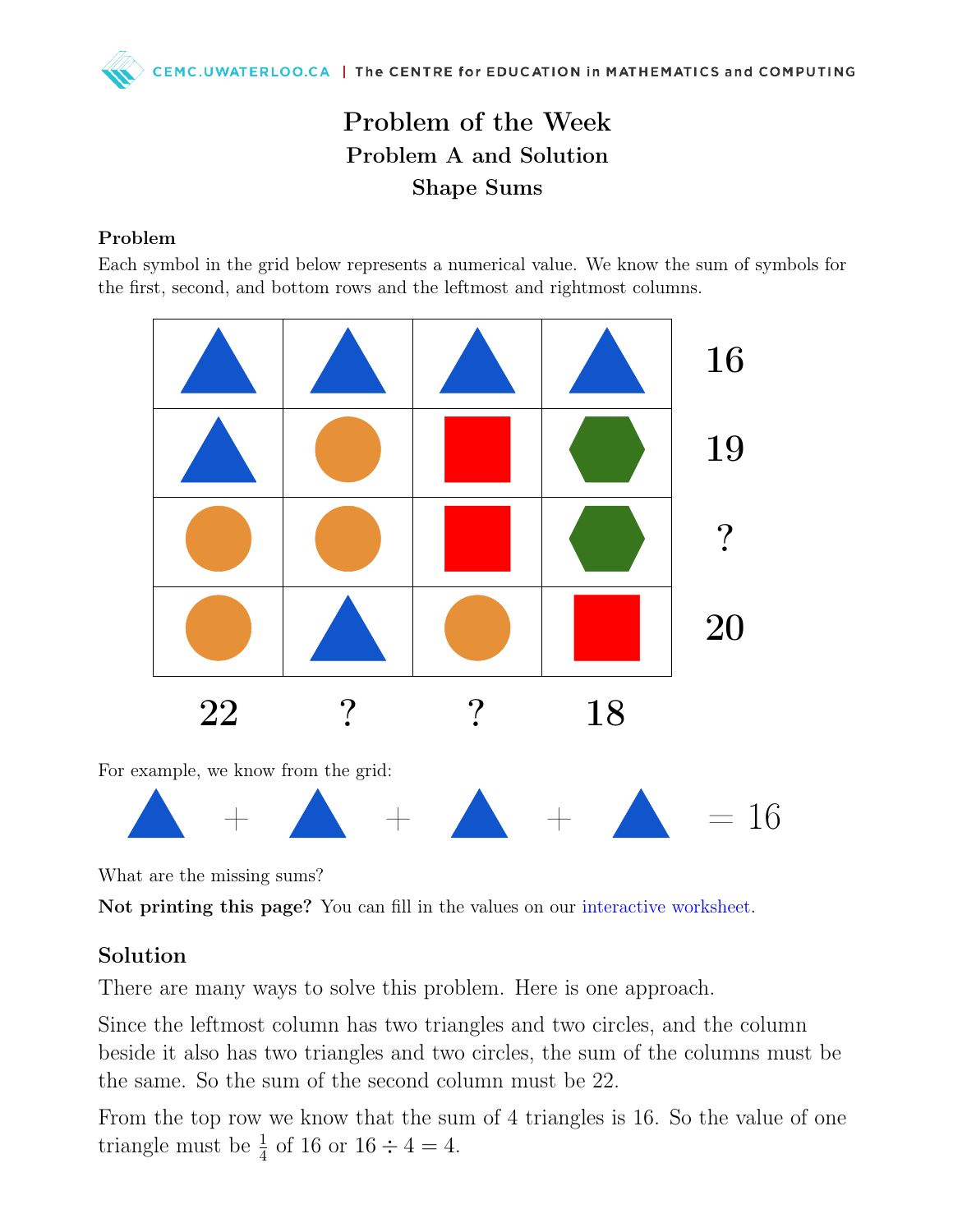# Problem of the Week

## Problem A and Solution

## Shape Sums

### Problem

Each symbol in the grid below represents a numerical value. We know the sum of symbols for the first, second, and bottom rows and the leftmost and rightmost columns.

| | | | | |
|---|---|---|---|---|
| Triangle | Triangle | Triangle | Triangle | 16 |
| Triangle | Circle | Square | Hexagon | 19 |
| Circle | Circle | Square | Hexagon | ? |
| Circle | Triangle | Circle | Square | 20 |
| 22 | ? | ? | 18 | |

For example, we know from the grid:

Triangle + Triangle + Triangle + Triangle = 16

What are the missing sums?

**Not printing this page?** You can fill in the values on our interactive worksheet.

### Solution

There are many ways to solve this problem. Here is one approach.

Since the leftmost column has two triangles and two circles, and the column beside it also has two triangles and two circles, the sum of the columns must be the same. So the sum of the second column must be 22.

From the top row we know that the sum of 4 triangles is 16. So the value of one triangle must be $\frac{1}{4}$ of 16 or $16 \div 4 = 4$.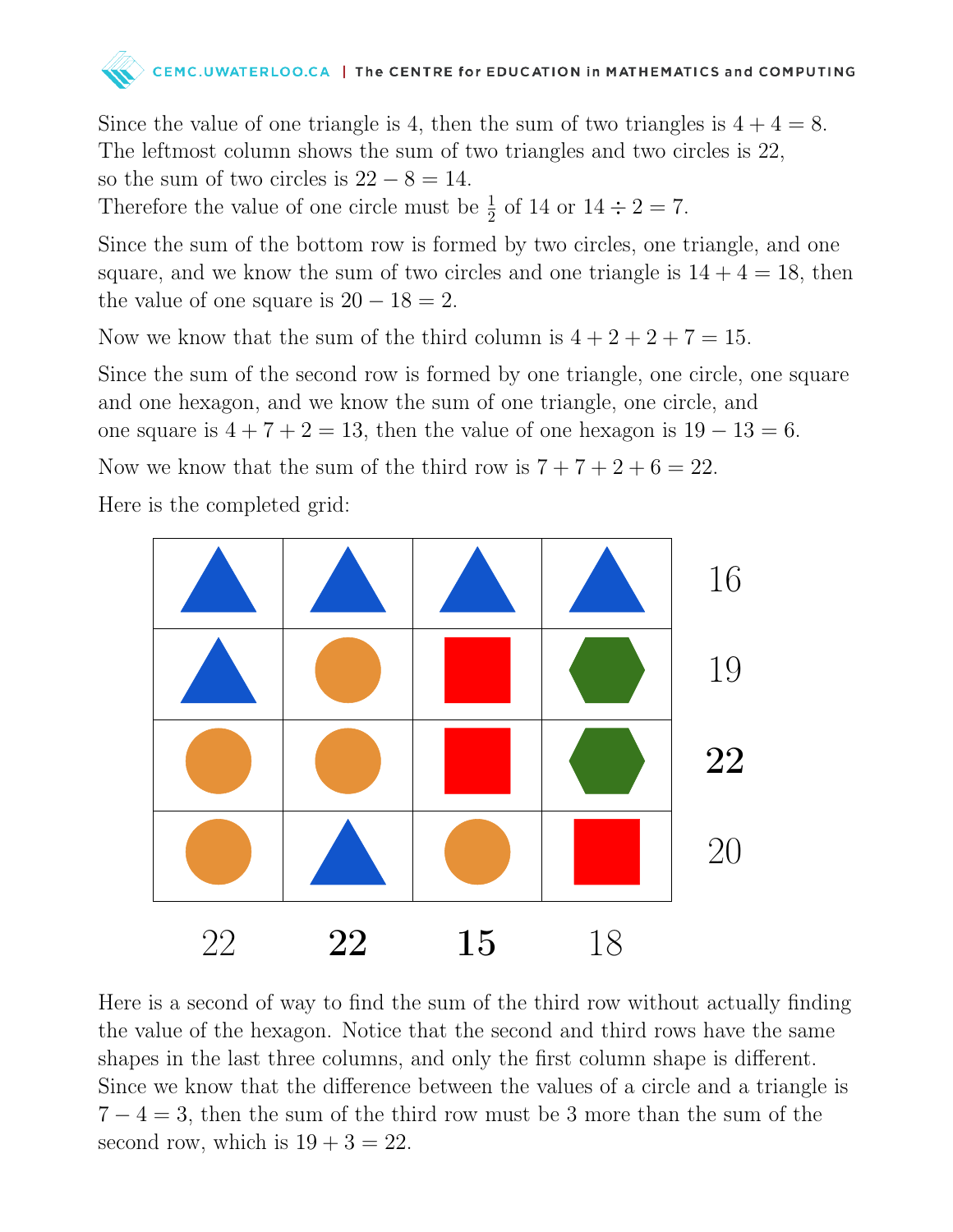Since the value of one triangle is 4, then the sum of two triangles is $4 + 4 = 8$.
The leftmost column shows the sum of two triangles and two circles is 22,
so the sum of two circles is $22 - 8 = 14$.
Therefore the value of one circle must be $\frac{1}{2}$ of 14 or $14 \div 2 = 7$.

Since the sum of the bottom row is formed by two circles, one triangle, and one square, and we know the sum of two circles and one triangle is $14 + 4 = 18$, then the value of one square is $20 - 18 = 2$.

Now we know that the sum of the third column is $4 + 2 + 2 + 7 = 15$.

Since the sum of the second row is formed by one triangle, one circle, one square and one hexagon, and we know the sum of one triangle, one circle, and one square is $4 + 7 + 2 = 13$, then the value of one hexagon is $19 - 13 = 6$.

Now we know that the sum of the third row is $7 + 7 + 2 + 6 = 22$.

Here is the completed grid:

| | | | | |
|---|---|---|---|---|
| Triangle | Triangle | Triangle | Triangle | 16 |
| Triangle | Circle | Square | Hexagon | 19 |
| Circle | Circle | Square | Hexagon | **22** |
| Circle | Triangle | Circle | Square | 20 |
| 22 | **22** | **15** | 18 | |

Here is a second of way to find the sum of the third row without actually finding the value of the hexagon. Notice that the second and third rows have the same shapes in the last three columns, and only the first column shape is different. Since we know that the difference between the values of a circle and a triangle is $7 - 4 = 3$, then the sum of the third row must be 3 more than the sum of the second row, which is $19 + 3 = 22$.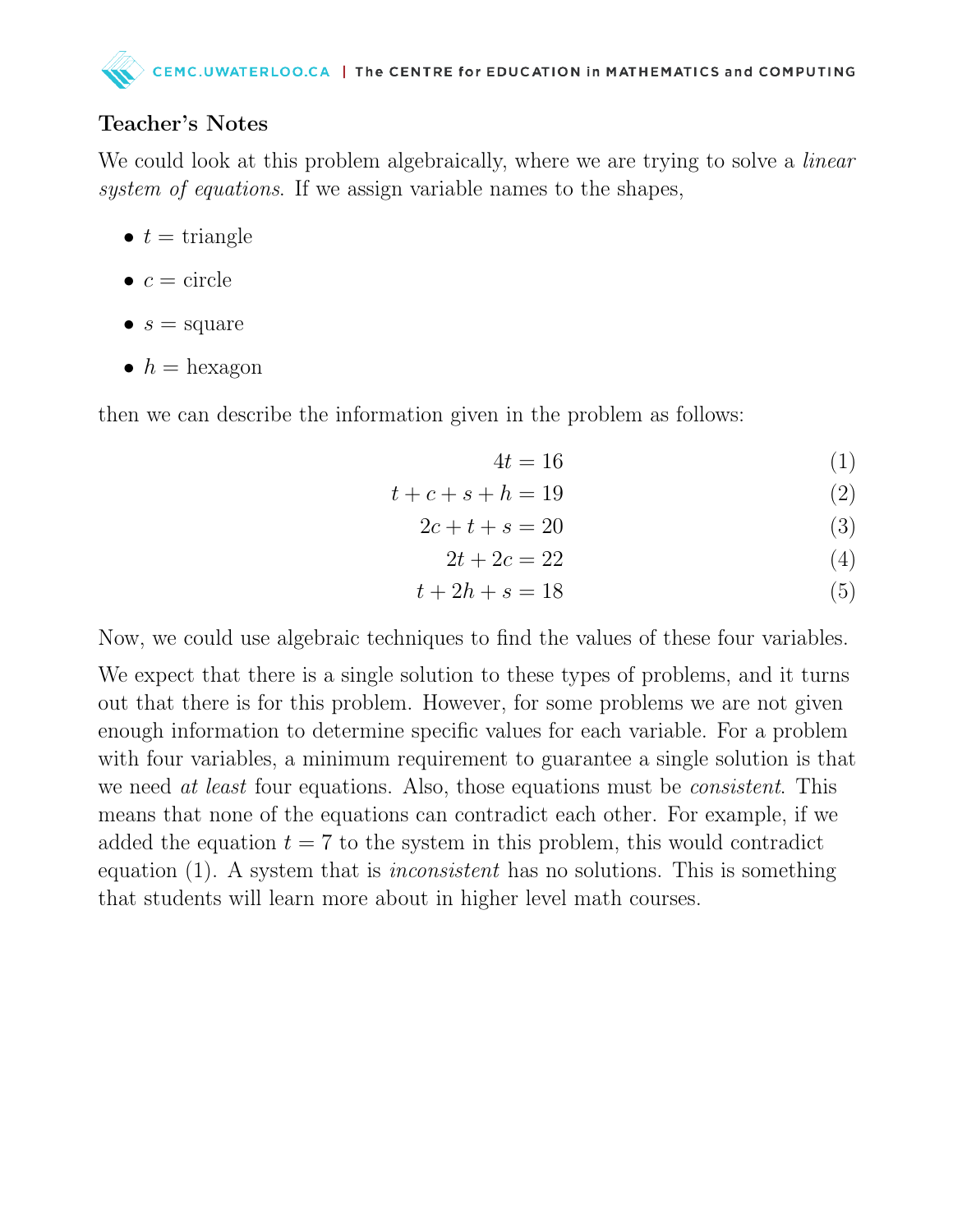**Teacher's Notes**

We could look at this problem algebraically, where we are trying to solve a *linear system of equations*. If we assign variable names to the shapes,

- $t$ = triangle
- $c$ = circle
- $s$ = square
- $h$ = hexagon

then we can describe the information given in the problem as follows:

$$4t = 16 \tag{1}$$

$$t + c + s + h = 19 \tag{2}$$

$$2c + t + s = 20 \tag{3}$$

$$2t + 2c = 22 \tag{4}$$

$$t + 2h + s = 18 \tag{5}$$

Now, we could use algebraic techniques to find the values of these four variables.

We expect that there is a single solution to these types of problems, and it turns out that there is for this problem. However, for some problems we are not given enough information to determine specific values for each variable. For a problem with four variables, a minimum requirement to guarantee a single solution is that we need *at least* four equations. Also, those equations must be *consistent*. This means that none of the equations can contradict each other. For example, if we added the equation $t = 7$ to the system in this problem, this would contradict equation (1). A system that is *inconsistent* has no solutions. This is something that students will learn more about in higher level math courses.